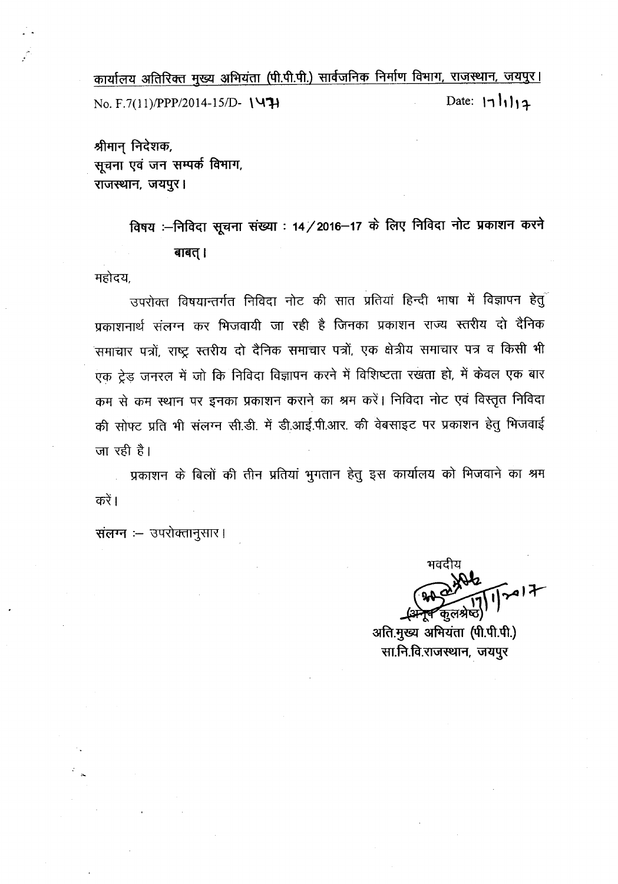कार्यालय अतिरिक्त मुख्य अभियंता (पी.पी.पी.) सार्वजनिक निर्माण विभाग, राजस्थान, जयपुर।

No. F.7(11)/PPP/2014-15/D- 1571 Date: 17/1/17

श्रीमान् निदेशक,
सूचना एवं जन सम्पर्क विभाग,
राजस्थान, जयपुर।

**विषय :–निविदा सूचना संख्या : 14/2016–17 के लिए निविदा नोट प्रकाशन करने बाबत्।**

महोदय,

उपरोक्त विषयान्तर्गत निविदा नोट की सात प्रतियां हिन्दी भाषा में विज्ञापन हेतु प्रकाशनार्थ संलग्न कर भिजवायी जा रही है जिनका प्रकाशन राज्य स्तरीय दो दैनिक समाचार पत्रों, राष्ट्र स्तरीय दो दैनिक समाचार पत्रों, एक क्षेत्रीय समाचार पत्र व किसी भी एक ट्रेड जनरल में जो कि निविदा विज्ञापन करने में विशिष्टता रखता हो, में केवल एक बार कम से कम स्थान पर इनका प्रकाशन कराने का श्रम करें। निविदा नोट एवं विस्तृत निविदा की सोफ्ट प्रति भी संलग्न सी.डी. में डी.आई.पी.आर. की वेबसाइट पर प्रकाशन हेतु भिजवाई जा रही है।

प्रकाशन के बिलों की तीन प्रतियां भुगतान हेतु इस कार्यालय को भिजवाने का श्रम करें।

संलग्न :– उपरोक्तानुसार।

भवदीय

17/1/2017

(अनूप कुलश्रेष्ठ)
अति.मुख्य अभियंता (पी.पी.पी.)
सा.नि.वि.राजस्थान, जयपुर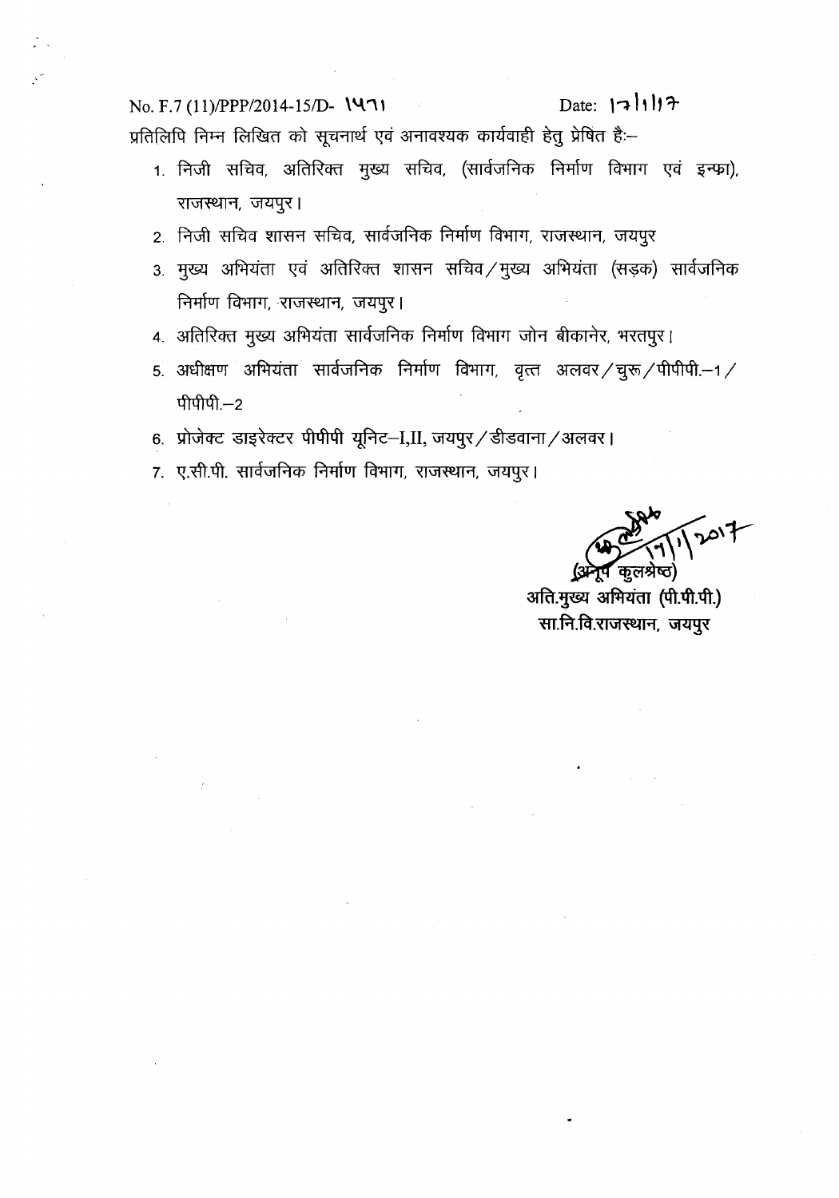No. F.7 (11)/PPP/2014-15/D- 1571　　　　　　Date: 17/1/17

प्रतिलिपि निम्न लिखित को सूचनार्थ एवं अनावश्यक कार्यवाही हेतु प्रेषित है:–

1. निजी सचिव, अतिरिक्त मुख्य सचिव, (सार्वजनिक निर्माण विभाग एवं इन्फा), राजस्थान, जयपुर।
2. निजी सचिव शासन सचिव, सार्वजनिक निर्माण विभाग, राजस्थान, जयपुर
3. मुख्य अभियंता एवं अतिरिक्त शासन सचिव/मुख्य अभियंता (सड़क) सार्वजनिक निर्माण विभाग, राजस्थान, जयपुर।
4. अतिरिक्त मुख्य अभियंता सार्वजनिक निर्माण विभाग जोन बीकानेर, भरतपुर।
5. अधीक्षण अभियंता सार्वजनिक निर्माण विभाग, वृत्त अलवर/चुरू/पीपीपी.–1/पीपीपी.–2
6. प्रोजेक्ट डाइरेक्टर पीपीपी यूनिट–I,II, जयपुर/डीडवाना/अलवर।
7. ए.सी.पी. सार्वजनिक निर्माण विभाग, राजस्थान, जयपुर।

17/1/2017

(अनूप कुलश्रेष्ठ)
अति.मुख्य अभियंता (पी.पी.पी.)
सा.नि.वि.राजस्थान, जयपुर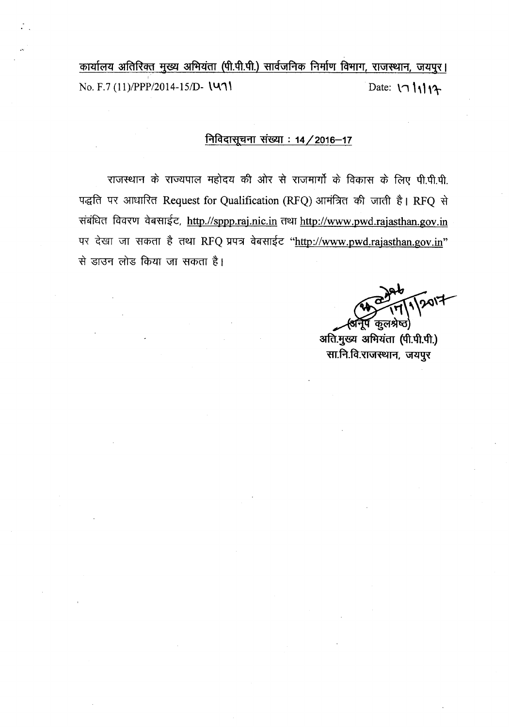<u>कार्यालय अतिरिक्त मुख्य अभियंता (पी.पी.पी.) सार्वजनिक निर्माण विभाग, राजस्थान, जयपुर।</u>

No. F.7 (11)/PPP/2014-15/D- 1571 Date: 17/1/17

## <u>निविदासूचना संख्या : 14/2016–17</u>

राजस्थान के राज्यपाल महोदय की ओर से राजमार्गो के विकास के लिए पी.पी.पी. पद्धति पर आधारित Request for Qualification (RFQ) आमंत्रित की जाती है। RFQ से संबंधित विवरण वेबसाईट, http.//sppp.raj.nic.in तथा http://www.pwd.rajasthan.gov.in पर देखा जा सकता है तथा RFQ प्रपत्र वेबसाईट "http://www.pwd.rajasthan.gov.in" से डाउन लोड किया जा सकता है।

17/1/2017

(अनूप कुलश्रेष्ठ)
अति.मुख्य अभियंता (पी.पी.पी.)
सा.नि.वि.राजस्थान, जयपुर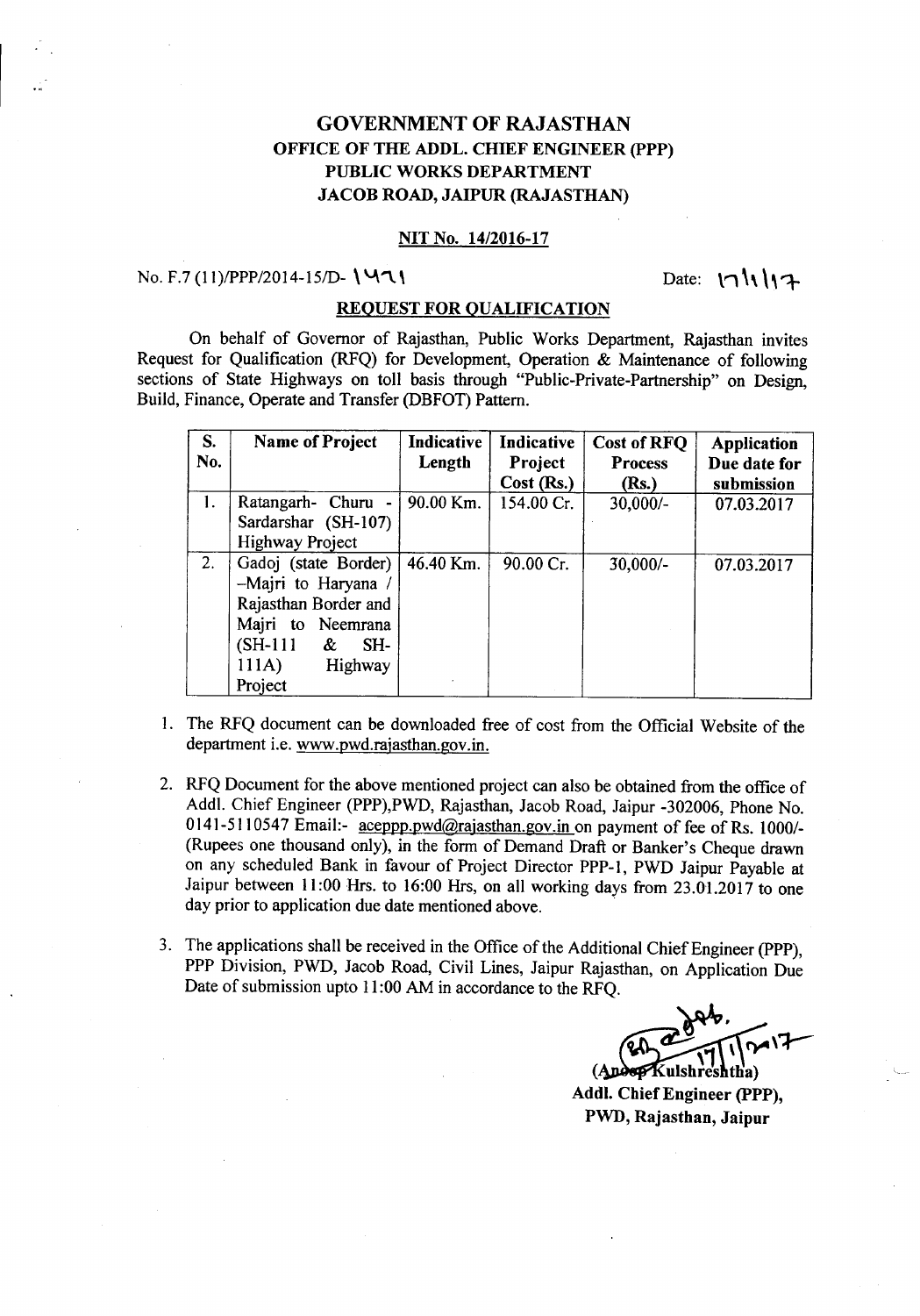# GOVERNMENT OF RAJASTHAN
## OFFICE OF THE ADDL. CHIEF ENGINEER (PPP)
## PUBLIC WORKS DEPARTMENT
## JACOB ROAD, JAIPUR (RAJASTHAN)

**NIT No. 14/2016-17**

No. F.7 (11)/PPP/2014-15/D- 1471    Date: 17/1/17

**REQUEST FOR QUALIFICATION**

On behalf of Governor of Rajasthan, Public Works Department, Rajasthan invites Request for Qualification (RFQ) for Development, Operation & Maintenance of following sections of State Highways on toll basis through "Public-Private-Partnership" on Design, Build, Finance, Operate and Transfer (DBFOT) Pattern.

| S. No. | Name of Project | Indicative Length | Indicative Project Cost (Rs.) | Cost of RFQ Process (Rs.) | Application Due date for submission |
|---|---|---|---|---|---|
| 1. | Ratangarh- Churu - Sardarshar (SH-107) Highway Project | 90.00 Km. | 154.00 Cr. | 30,000/- | 07.03.2017 |
| 2. | Gadoj (state Border) –Majri to Haryana / Rajasthan Border and Majri to Neemrana (SH-111 & SH-111A) Highway Project | 46.40 Km. | 90.00 Cr. | 30,000/- | 07.03.2017 |

1. The RFQ document can be downloaded free of cost from the Official Website of the department i.e. www.pwd.rajasthan.gov.in.

2. RFQ Document for the above mentioned project can also be obtained from the office of Addl. Chief Engineer (PPP),PWD, Rajasthan, Jacob Road, Jaipur -302006, Phone No. 0141-5110547 Email:- aceppp.pwd@rajasthan.gov.in on payment of fee of Rs. 1000/- (Rupees one thousand only), in the form of Demand Draft or Banker's Cheque drawn on any scheduled Bank in favour of Project Director PPP-1, PWD Jaipur Payable at Jaipur between 11:00 Hrs. to 16:00 Hrs, on all working days from 23.01.2017 to one day prior to application due date mentioned above.

3. The applications shall be received in the Office of the Additional Chief Engineer (PPP), PPP Division, PWD, Jacob Road, Civil Lines, Jaipur Rajasthan, on Application Due Date of submission upto 11:00 AM in accordance to the RFQ.

17/1/2017

(Anoop Kulshreshtha)
**Addl. Chief Engineer (PPP),**
**PWD, Rajasthan, Jaipur**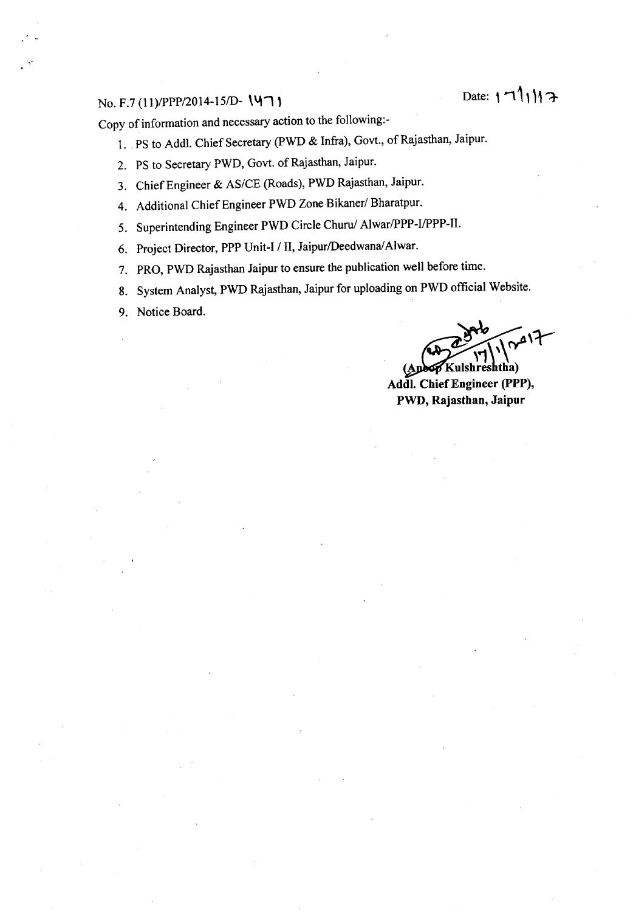No. F.7 (11)/PPP/2014-15/D- 1471

Date: 17/1/17

Copy of information and necessary action to the following:-

1. PS to Addl. Chief Secretary (PWD & Infra), Govt., of Rajasthan, Jaipur.
2. PS to Secretary PWD, Govt. of Rajasthan, Jaipur.
3. Chief Engineer & AS/CE (Roads), PWD Rajasthan, Jaipur.
4. Additional Chief Engineer PWD Zone Bikaner/ Bharatpur.
5. Superintending Engineer PWD Circle Churu/ Alwar/PPP-I/PPP-II.
6. Project Director, PPP Unit-I / II, Jaipur/Deedwana/Alwar.
7. PRO, PWD Rajasthan Jaipur to ensure the publication well before time.
8. System Analyst, PWD Rajasthan, Jaipur for uploading on PWD official Website.
9. Notice Board.

17/1/2017

(Anoop Kulshreshtha)
**Addl. Chief Engineer (PPP),**
**PWD, Rajasthan, Jaipur**